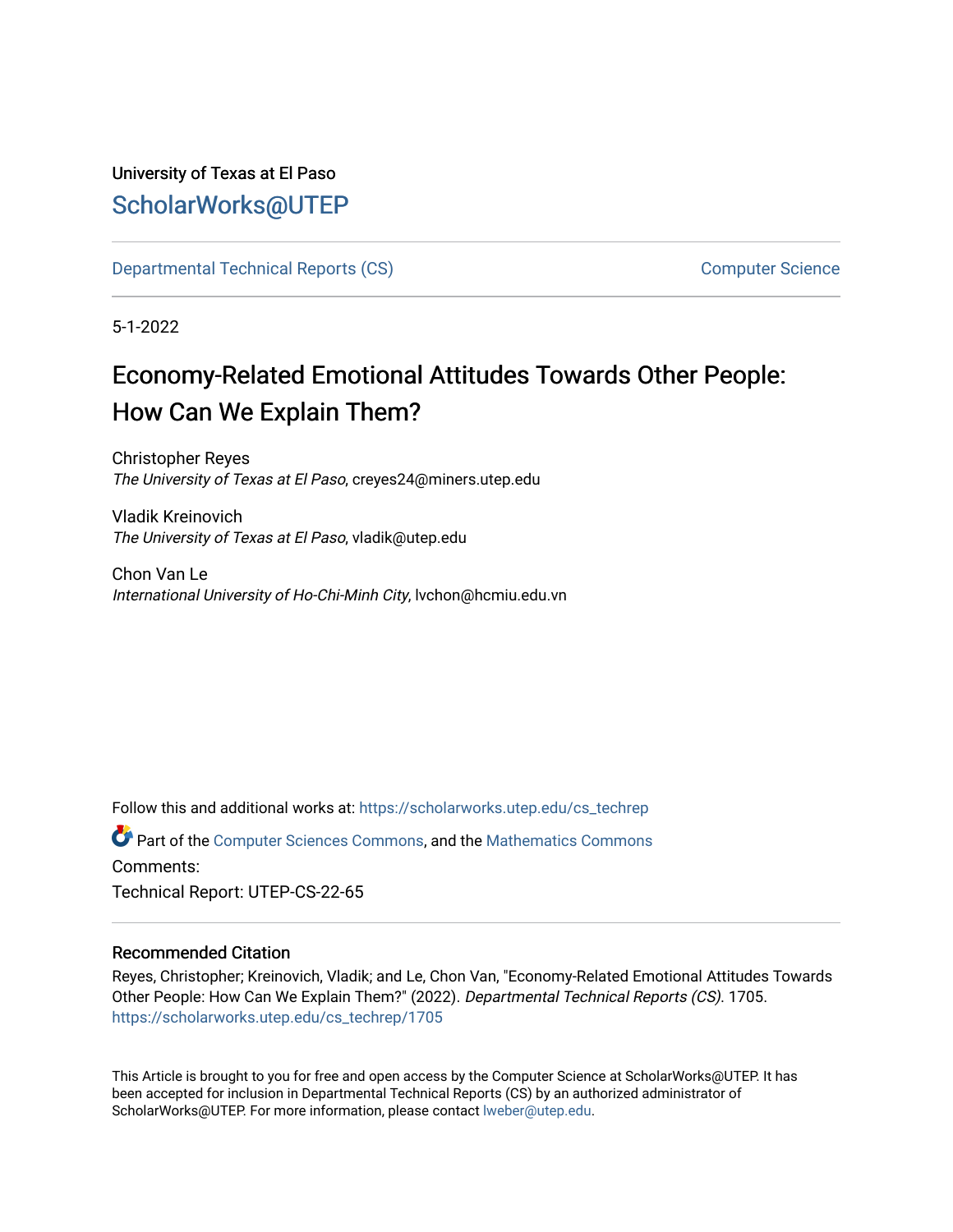University of Texas at El Paso

ScholarWorks@UTEP

Departmental Technical Reports (CS) | Computer Science

5-1-2022

# Economy-Related Emotional Attitudes Towards Other People: How Can We Explain Them?

Christopher Reyes
*The University of Texas at El Paso*, creyes24@miners.utep.edu

Vladik Kreinovich
*The University of Texas at El Paso*, vladik@utep.edu

Chon Van Le
*International University of Ho-Chi-Minh City*, lvchon@hcmiu.edu.vn

Follow this and additional works at: https://scholarworks.utep.edu/cs_techrep

Part of the Computer Sciences Commons, and the Mathematics Commons

Comments:

Technical Report: UTEP-CS-22-65

### Recommended Citation

Reyes, Christopher; Kreinovich, Vladik; and Le, Chon Van, "Economy-Related Emotional Attitudes Towards Other People: How Can We Explain Them?" (2022). *Departmental Technical Reports (CS)*. 1705.
https://scholarworks.utep.edu/cs_techrep/1705

This Article is brought to you for free and open access by the Computer Science at ScholarWorks@UTEP. It has been accepted for inclusion in Departmental Technical Reports (CS) by an authorized administrator of ScholarWorks@UTEP. For more information, please contact lweber@utep.edu.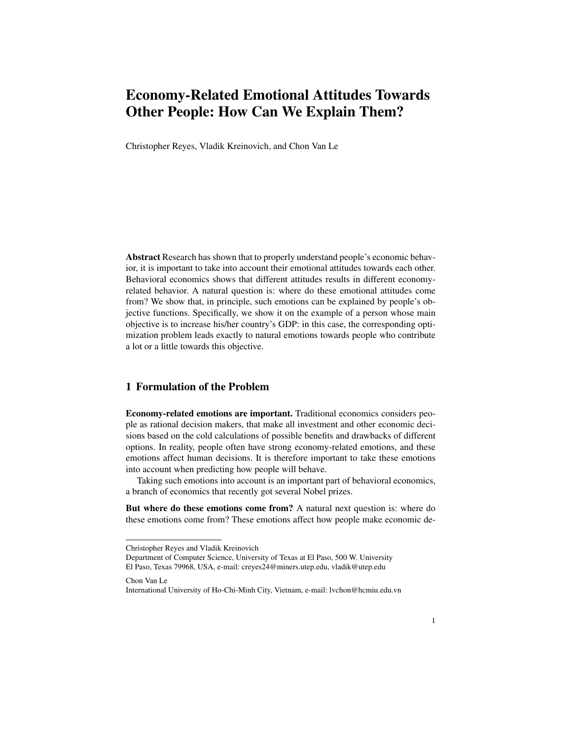# Economy-Related Emotional Attitudes Towards Other People: How Can We Explain Them?

Christopher Reyes, Vladik Kreinovich, and Chon Van Le

**Abstract** Research has shown that to properly understand people's economic behavior, it is important to take into account their emotional attitudes towards each other. Behavioral economics shows that different attitudes results in different economy-related behavior. A natural question is: where do these emotional attitudes come from? We show that, in principle, such emotions can be explained by people's objective functions. Specifically, we show it on the example of a person whose main objective is to increase his/her country's GDP: in this case, the corresponding optimization problem leads exactly to natural emotions towards people who contribute a lot or a little towards this objective.

## 1 Formulation of the Problem

**Economy-related emotions are important.** Traditional economics considers people as rational decision makers, that make all investment and other economic decisions based on the cold calculations of possible benefits and drawbacks of different options. In reality, people often have strong economy-related emotions, and these emotions affect human decisions. It is therefore important to take these emotions into account when predicting how people will behave.

Taking such emotions into account is an important part of behavioral economics, a branch of economics that recently got several Nobel prizes.

**But where do these emotions come from?** A natural next question is: where do these emotions come from? These emotions affect how people make economic de-

Christopher Reyes and Vladik Kreinovich
Department of Computer Science, University of Texas at El Paso, 500 W. University
El Paso, Texas 79968, USA, e-mail: creyes24@miners.utep.edu, vladik@utep.edu

Chon Van Le
International University of Ho-Chi-Minh City, Vietnam, e-mail: lvchon@hcmiu.edu.vn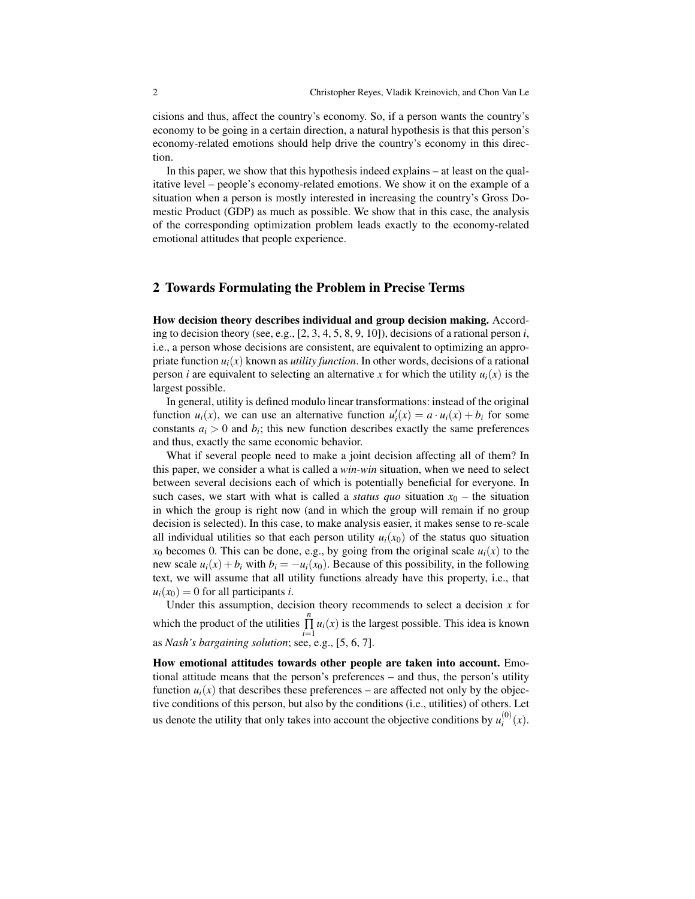cisions and thus, affect the country's economy. So, if a person wants the country's economy to be going in a certain direction, a natural hypothesis is that this person's economy-related emotions should help drive the country's economy in this direction.

In this paper, we show that this hypothesis indeed explains – at least on the qualitative level – people's economy-related emotions. We show it on the example of a situation when a person is mostly interested in increasing the country's Gross Domestic Product (GDP) as much as possible. We show that in this case, the analysis of the corresponding optimization problem leads exactly to the economy-related emotional attitudes that people experience.

## 2 Towards Formulating the Problem in Precise Terms

**How decision theory describes individual and group decision making.** According to decision theory (see, e.g., [2, 3, 4, 5, 8, 9, 10]), decisions of a rational person $i$, i.e., a person whose decisions are consistent, are equivalent to optimizing an appropriate function $u_i(x)$ known as *utility function*. In other words, decisions of a rational person $i$ are equivalent to selecting an alternative $x$ for which the utility $u_i(x)$ is the largest possible.

In general, utility is defined modulo linear transformations: instead of the original function $u_i(x)$, we can use an alternative function $u_i'(x) = a \cdot u_i(x) + b_i$ for some constants $a_i > 0$ and $b_i$; this new function describes exactly the same preferences and thus, exactly the same economic behavior.

What if several people need to make a joint decision affecting all of them? In this paper, we consider a what is called a *win-win* situation, when we need to select between several decisions each of which is potentially beneficial for everyone. In such cases, we start with what is called a *status quo* situation $x_0$ – the situation in which the group is right now (and in which the group will remain if no group decision is selected). In this case, to make analysis easier, it makes sense to re-scale all individual utilities so that each person utility $u_i(x_0)$ of the status quo situation $x_0$ becomes 0. This can be done, e.g., by going from the original scale $u_i(x)$ to the new scale $u_i(x) + b_i$ with $b_i = -u_i(x_0)$. Because of this possibility, in the following text, we will assume that all utility functions already have this property, i.e., that $u_i(x_0) = 0$ for all participants $i$.

Under this assumption, decision theory recommends to select a decision $x$ for which the product of the utilities $\prod_{i=1}^{n} u_i(x)$ is the largest possible. This idea is known as *Nash's bargaining solution*; see, e.g., [5, 6, 7].

**How emotional attitudes towards other people are taken into account.** Emotional attitude means that the person's preferences – and thus, the person's utility function $u_i(x)$ that describes these preferences – are affected not only by the objective conditions of this person, but also by the conditions (i.e., utilities) of others. Let us denote the utility that only takes into account the objective conditions by $u_i^{(0)}(x)$.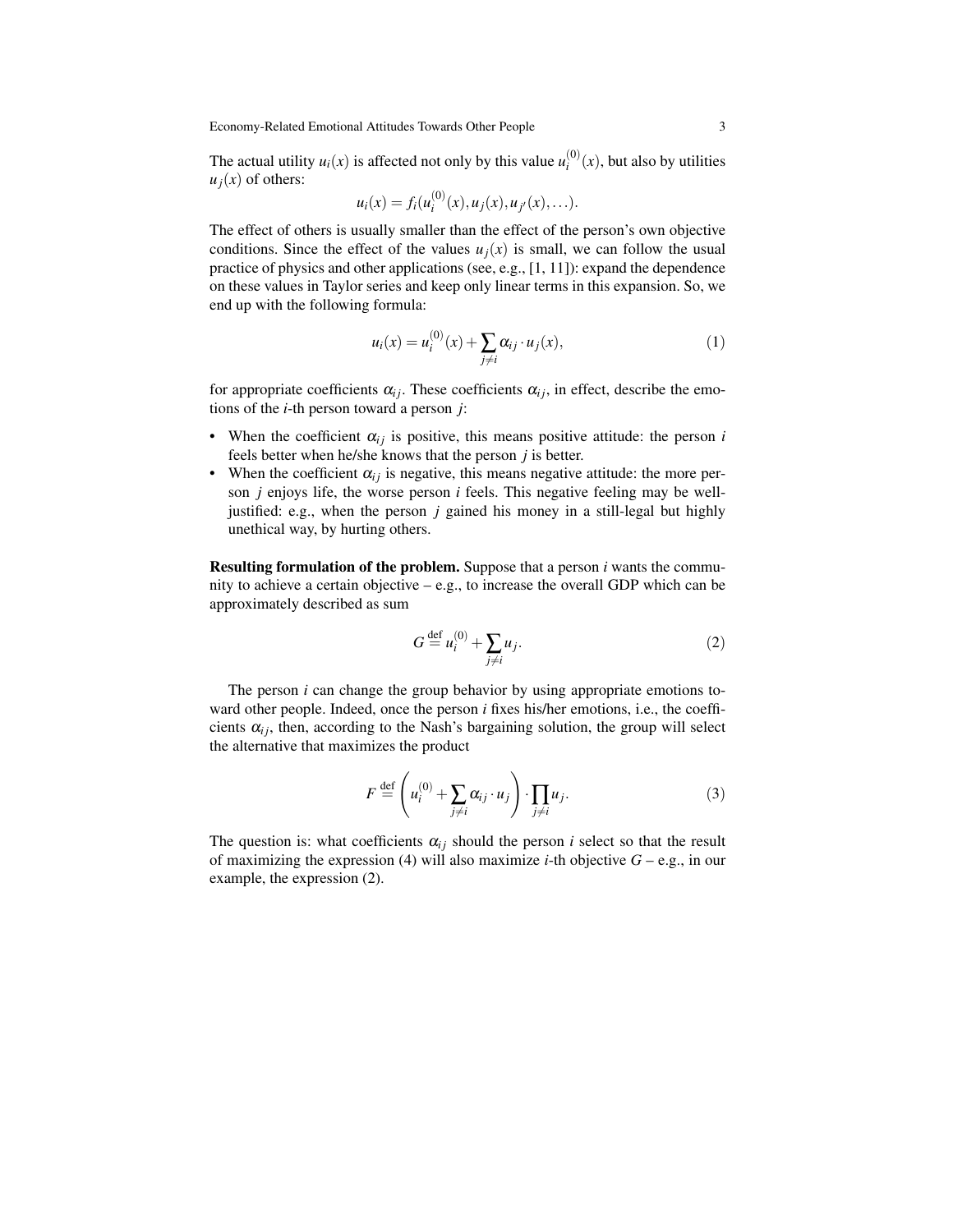The actual utility $u_i(x)$ is affected not only by this value $u_i^{(0)}(x)$, but also by utilities $u_j(x)$ of others:

$$u_i(x) = f_i(u_i^{(0)}(x), u_j(x), u_{j'}(x), \ldots).$$

The effect of others is usually smaller than the effect of the person's own objective conditions. Since the effect of the values $u_j(x)$ is small, we can follow the usual practice of physics and other applications (see, e.g., [1, 11]): expand the dependence on these values in Taylor series and keep only linear terms in this expansion. So, we end up with the following formula:

$$u_i(x) = u_i^{(0)}(x) + \sum_{j \neq i} \alpha_{ij} \cdot u_j(x), \tag{1}$$

for appropriate coefficients $\alpha_{ij}$. These coefficients $\alpha_{ij}$, in effect, describe the emotions of the $i$-th person toward a person $j$:

- When the coefficient $\alpha_{ij}$ is positive, this means positive attitude: the person $i$ feels better when he/she knows that the person $j$ is better.
- When the coefficient $\alpha_{ij}$ is negative, this means negative attitude: the more person $j$ enjoys life, the worse person $i$ feels. This negative feeling may be well-justified: e.g., when the person $j$ gained his money in a still-legal but highly unethical way, by hurting others.

**Resulting formulation of the problem.** Suppose that a person $i$ wants the community to achieve a certain objective – e.g., to increase the overall GDP which can be approximately described as sum

$$G \stackrel{\text{def}}{=} u_i^{(0)} + \sum_{j \neq i} u_j. \tag{2}$$

The person $i$ can change the group behavior by using appropriate emotions toward other people. Indeed, once the person $i$ fixes his/her emotions, i.e., the coefficients $\alpha_{ij}$, then, according to the Nash's bargaining solution, the group will select the alternative that maximizes the product

$$F \stackrel{\text{def}}{=} \left( u_i^{(0)} + \sum_{j \neq i} \alpha_{ij} \cdot u_j \right) \cdot \prod_{j \neq i} u_j. \tag{3}$$

The question is: what coefficients $\alpha_{ij}$ should the person $i$ select so that the result of maximizing the expression (4) will also maximize $i$-th objective $G$ – e.g., in our example, the expression (2).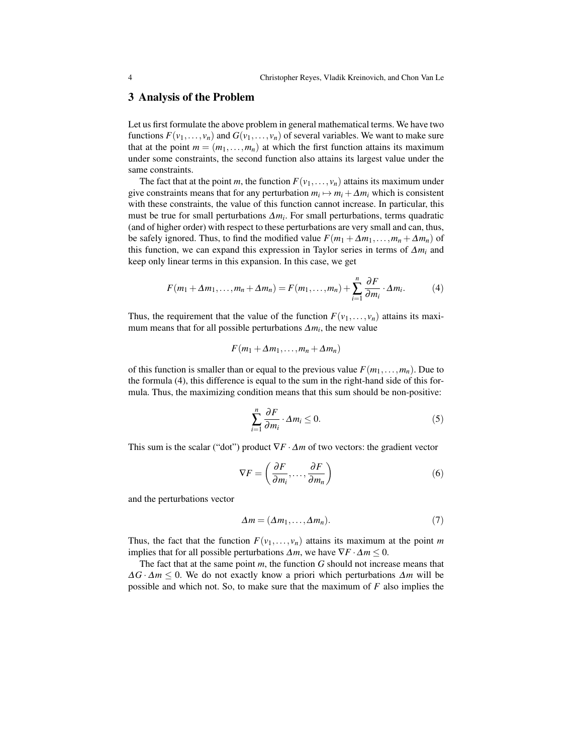## 3 Analysis of the Problem

Let us first formulate the above problem in general mathematical terms. We have two functions $F(v_1,\ldots,v_n)$ and $G(v_1,\ldots,v_n)$ of several variables. We want to make sure that at the point $m=(m_1,\ldots,m_n)$ at which the first function attains its maximum under some constraints, the second function also attains its largest value under the same constraints.

The fact that at the point $m$, the function $F(v_1,\ldots,v_n)$ attains its maximum under give constraints means that for any perturbation $m_i \mapsto m_i + \Delta m_i$ which is consistent with these constraints, the value of this function cannot increase. In particular, this must be true for small perturbations $\Delta m_i$. For small perturbations, terms quadratic (and of higher order) with respect to these perturbations are very small and can, thus, be safely ignored. Thus, to find the modified value $F(m_1+\Delta m_1,\ldots,m_n+\Delta m_n)$ of this function, we can expand this expression in Taylor series in terms of $\Delta m_i$ and keep only linear terms in this expansion. In this case, we get

$$F(m_1+\Delta m_1,\ldots,m_n+\Delta m_n) = F(m_1,\ldots,m_n) + \sum_{i=1}^{n} \frac{\partial F}{\partial m_i} \cdot \Delta m_i. \tag{4}$$

Thus, the requirement that the value of the function $F(v_1,\ldots,v_n)$ attains its maximum means that for all possible perturbations $\Delta m_i$, the new value

$$F(m_1+\Delta m_1,\ldots,m_n+\Delta m_n)$$

of this function is smaller than or equal to the previous value $F(m_1,\ldots,m_n)$. Due to the formula (4), this difference is equal to the sum in the right-hand side of this formula. Thus, the maximizing condition means that this sum should be non-positive:

$$\sum_{i=1}^{n} \frac{\partial F}{\partial m_i} \cdot \Delta m_i \le 0. \tag{5}$$

This sum is the scalar ("dot") product $\nabla F \cdot \Delta m$ of two vectors: the gradient vector

$$\nabla F = \left( \frac{\partial F}{\partial m_i}, \ldots, \frac{\partial F}{\partial m_n} \right) \tag{6}$$

and the perturbations vector

$$\Delta m = (\Delta m_1, \ldots, \Delta m_n). \tag{7}$$

Thus, the fact that the function $F(v_1,\ldots,v_n)$ attains its maximum at the point $m$ implies that for all possible perturbations $\Delta m$, we have $\nabla F \cdot \Delta m \le 0$.

The fact that at the same point $m$, the function $G$ should not increase means that $\Delta G \cdot \Delta m \le 0$. We do not exactly know a priori which perturbations $\Delta m$ will be possible and which not. So, to make sure that the maximum of $F$ also implies the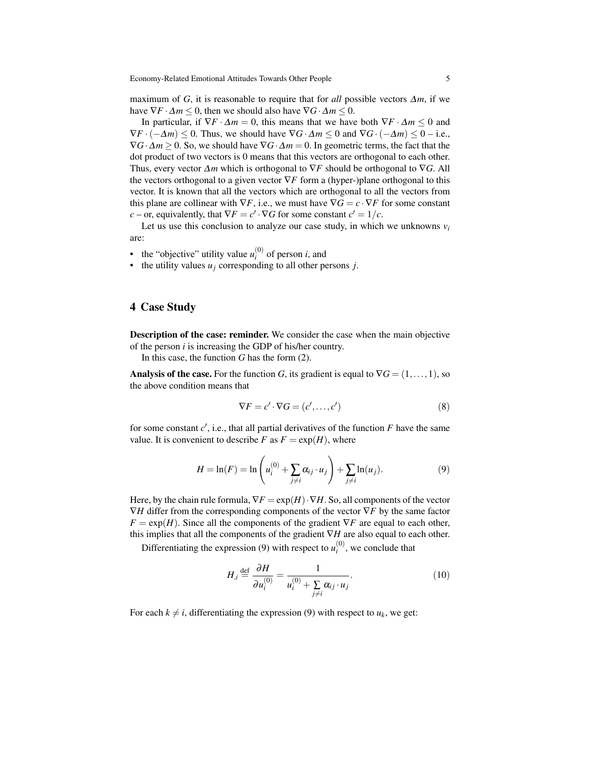maximum of $G$, it is reasonable to require that for *all* possible vectors $\Delta m$, if we have $\nabla F \cdot \Delta m \le 0$, then we should also have $\nabla G \cdot \Delta m \le 0$.

In particular, if $\nabla F \cdot \Delta m = 0$, this means that we have both $\nabla F \cdot \Delta m \le 0$ and $\nabla F \cdot (-\Delta m) \le 0$. Thus, we should have $\nabla G \cdot \Delta m \le 0$ and $\nabla G \cdot (-\Delta m) \le 0$ – i.e., $\nabla G \cdot \Delta m \ge 0$. So, we should have $\nabla G \cdot \Delta m = 0$. In geometric terms, the fact that the dot product of two vectors is 0 means that this vectors are orthogonal to each other. Thus, every vector $\Delta m$ which is orthogonal to $\nabla F$ should be orthogonal to $\nabla G$. All the vectors orthogonal to a given vector $\nabla F$ form a (hyper-)plane orthogonal to this vector. It is known that all the vectors which are orthogonal to all the vectors from this plane are collinear with $\nabla F$, i.e., we must have $\nabla G = c \cdot \nabla F$ for some constant $c$ – or, equivalently, that $\nabla F = c' \cdot \nabla G$ for some constant $c' = 1/c$.

Let us use this conclusion to analyze our case study, in which we unknowns $v_i$ are:

- the "objective" utility value $u_i^{(0)}$ of person $i$, and
- the utility values $u_j$ corresponding to all other persons $j$.

## 4 Case Study

**Description of the case: reminder.** We consider the case when the main objective of the person $i$ is increasing the GDP of his/her country.

In this case, the function $G$ has the form (2).

**Analysis of the case.** For the function $G$, its gradient is equal to $\nabla G = (1, \ldots, 1)$, so the above condition means that

$$\nabla F = c' \cdot \nabla G = (c', \ldots, c') \tag{8}$$

for some constant $c'$, i.e., that all partial derivatives of the function $F$ have the same value. It is convenient to describe $F$ as $F = \exp(H)$, where

$$H = \ln(F) = \ln\left(u_i^{(0)} + \sum_{j \ne i} \alpha_{ij} \cdot u_j\right) + \sum_{j \ne i} \ln(u_j). \tag{9}$$

Here, by the chain rule formula, $\nabla F = \exp(H) \cdot \nabla H$. So, all components of the vector $\nabla H$ differ from the corresponding components of the vector $\nabla F$ by the same factor $F = \exp(H)$. Since all the components of the gradient $\nabla F$ are equal to each other, this implies that all the components of the gradient $\nabla H$ are also equal to each other.

Differentiating the expression (9) with respect to $u_i^{(0)}$, we conclude that

$$H_{,i} \stackrel{\text{def}}{=} \frac{\partial H}{\partial u_i^{(0)}} = \frac{1}{u_i^{(0)} + \sum\limits_{j \ne i} \alpha_{ij} \cdot u_j}. \tag{10}$$

For each $k \ne i$, differentiating the expression (9) with respect to $u_k$, we get: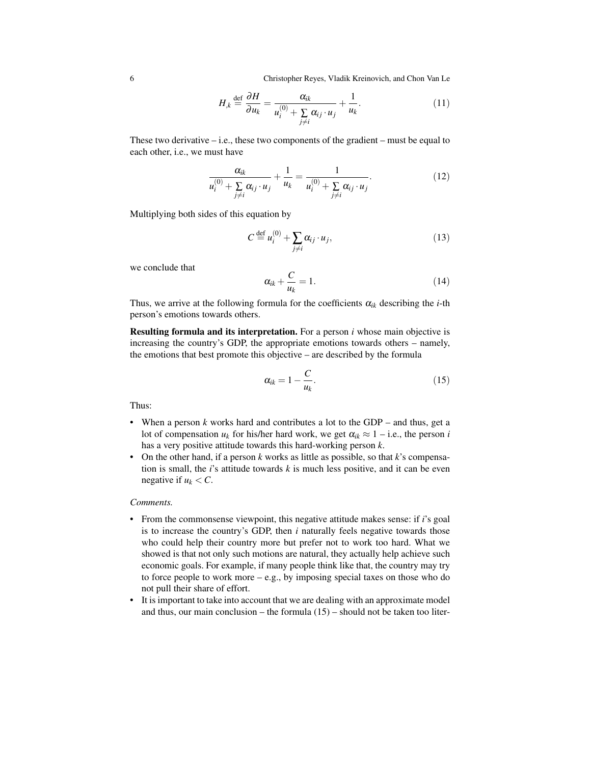$$H_{,k} \stackrel{\text{def}}{=} \frac{\partial H}{\partial u_k} = \frac{\alpha_{ik}}{u_i^{(0)} + \sum\limits_{j \neq i} \alpha_{ij} \cdot u_j} + \frac{1}{u_k}. \tag{11}$$

These two derivative – i.e., these two components of the gradient – must be equal to each other, i.e., we must have

$$\frac{\alpha_{ik}}{u_i^{(0)} + \sum\limits_{j \neq i} \alpha_{ij} \cdot u_j} + \frac{1}{u_k} = \frac{1}{u_i^{(0)} + \sum\limits_{j \neq i} \alpha_{ij} \cdot u_j}. \tag{12}$$

Multiplying both sides of this equation by

$$C \stackrel{\text{def}}{=} u_i^{(0)} + \sum_{j \neq i} \alpha_{ij} \cdot u_j, \tag{13}$$

we conclude that

$$\alpha_{ik} + \frac{C}{u_k} = 1. \tag{14}$$

Thus, we arrive at the following formula for the coefficients $\alpha_{ik}$ describing the $i$-th person's emotions towards others.

**Resulting formula and its interpretation.** For a person $i$ whose main objective is increasing the country's GDP, the appropriate emotions towards others – namely, the emotions that best promote this objective – are described by the formula

$$\alpha_{ik} = 1 - \frac{C}{u_k}. \tag{15}$$

Thus:

- When a person $k$ works hard and contributes a lot to the GDP – and thus, get a lot of compensation $u_k$ for his/her hard work, we get $\alpha_{ik} \approx 1$ – i.e., the person $i$ has a very positive attitude towards this hard-working person $k$.
- On the other hand, if a person $k$ works as little as possible, so that $k$'s compensation is small, the $i$'s attitude towards $k$ is much less positive, and it can be even negative if $u_k < C$.

*Comments.*

- From the commonsense viewpoint, this negative attitude makes sense: if $i$'s goal is to increase the country's GDP, then $i$ naturally feels negative towards those who could help their country more but prefer not to work too hard. What we showed is that not only such motions are natural, they actually help achieve such economic goals. For example, if many people think like that, the country may try to force people to work more – e.g., by imposing special taxes on those who do not pull their share of effort.
- It is important to take into account that we are dealing with an approximate model and thus, our main conclusion – the formula (15) – should not be taken too liter-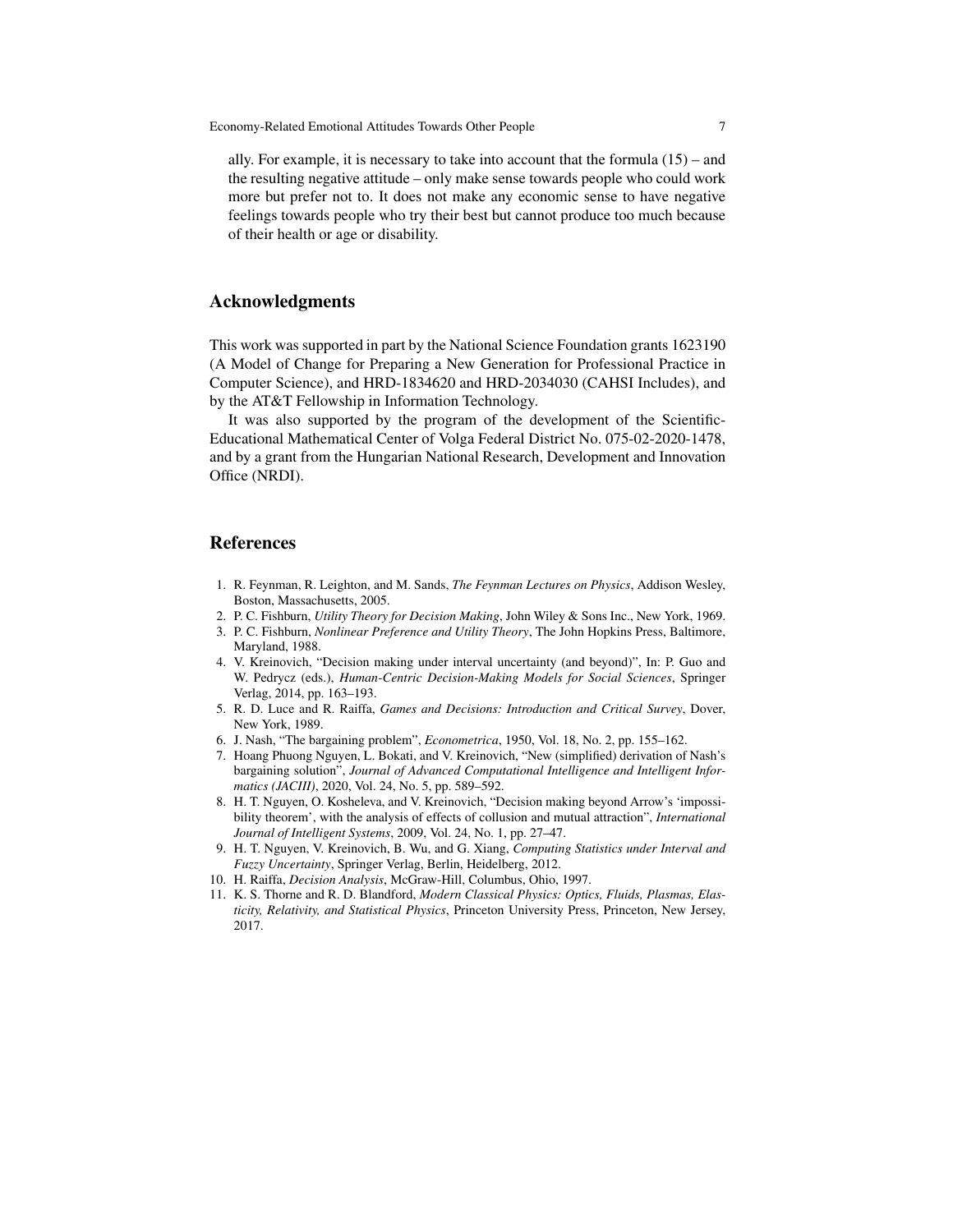ally. For example, it is necessary to take into account that the formula (15) – and the resulting negative attitude – only make sense towards people who could work more but prefer not to. It does not make any economic sense to have negative feelings towards people who try their best but cannot produce too much because of their health or age or disability.

## Acknowledgments

This work was supported in part by the National Science Foundation grants 1623190 (A Model of Change for Preparing a New Generation for Professional Practice in Computer Science), and HRD-1834620 and HRD-2034030 (CAHSI Includes), and by the AT&T Fellowship in Information Technology.

It was also supported by the program of the development of the Scientific-Educational Mathematical Center of Volga Federal District No. 075-02-2020-1478, and by a grant from the Hungarian National Research, Development and Innovation Office (NRDI).

## References

1. R. Feynman, R. Leighton, and M. Sands, *The Feynman Lectures on Physics*, Addison Wesley, Boston, Massachusetts, 2005.
2. P. C. Fishburn, *Utility Theory for Decision Making*, John Wiley & Sons Inc., New York, 1969.
3. P. C. Fishburn, *Nonlinear Preference and Utility Theory*, The John Hopkins Press, Baltimore, Maryland, 1988.
4. V. Kreinovich, "Decision making under interval uncertainty (and beyond)", In: P. Guo and W. Pedrycz (eds.), *Human-Centric Decision-Making Models for Social Sciences*, Springer Verlag, 2014, pp. 163–193.
5. R. D. Luce and R. Raiffa, *Games and Decisions: Introduction and Critical Survey*, Dover, New York, 1989.
6. J. Nash, "The bargaining problem", *Econometrica*, 1950, Vol. 18, No. 2, pp. 155–162.
7. Hoang Phuong Nguyen, L. Bokati, and V. Kreinovich, "New (simplified) derivation of Nash's bargaining solution", *Journal of Advanced Computational Intelligence and Intelligent Informatics (JACIII)*, 2020, Vol. 24, No. 5, pp. 589–592.
8. H. T. Nguyen, O. Kosheleva, and V. Kreinovich, "Decision making beyond Arrow's 'impossibility theorem', with the analysis of effects of collusion and mutual attraction", *International Journal of Intelligent Systems*, 2009, Vol. 24, No. 1, pp. 27–47.
9. H. T. Nguyen, V. Kreinovich, B. Wu, and G. Xiang, *Computing Statistics under Interval and Fuzzy Uncertainty*, Springer Verlag, Berlin, Heidelberg, 2012.
10. H. Raiffa, *Decision Analysis*, McGraw-Hill, Columbus, Ohio, 1997.
11. K. S. Thorne and R. D. Blandford, *Modern Classical Physics: Optics, Fluids, Plasmas, Elasticity, Relativity, and Statistical Physics*, Princeton University Press, Princeton, New Jersey, 2017.